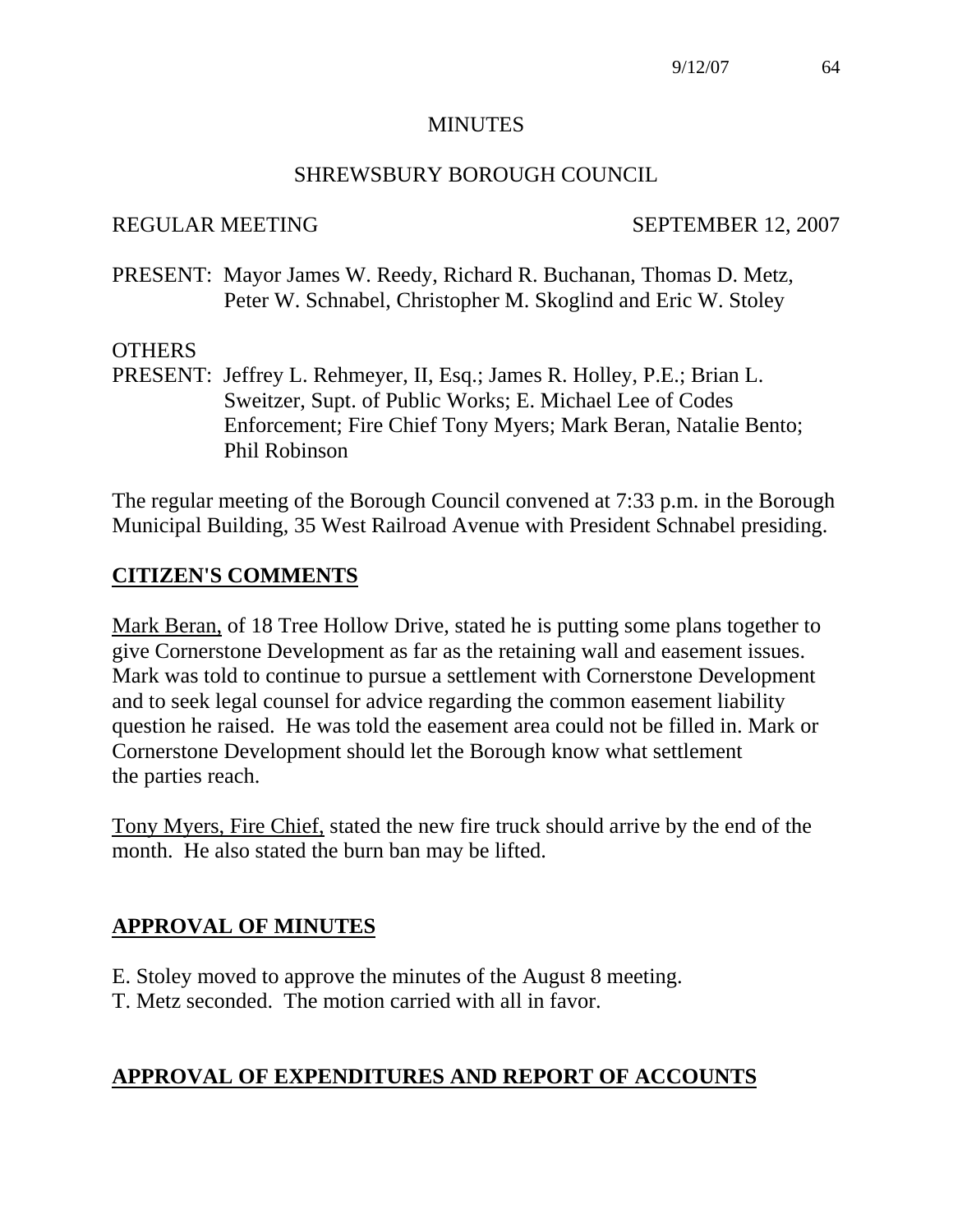# MINUTES

## SHREWSBURY BOROUGH COUNCIL

REGULAR MEETING SEPTEMBER 12, 2007

PRESENT: Mayor James W. Reedy, Richard R. Buchanan, Thomas D. Metz, Peter W. Schnabel, Christopher M. Skoglind and Eric W. Stoley

OTHERS
PRESENT: Jeffrey L. Rehmeyer, II, Esq.; James R. Holley, P.E.; Brian L. Sweitzer, Supt. of Public Works; E. Michael Lee of Codes Enforcement; Fire Chief Tony Myers; Mark Beran, Natalie Bento; Phil Robinson

The regular meeting of the Borough Council convened at 7:33 p.m. in the Borough Municipal Building, 35 West Railroad Avenue with President Schnabel presiding.

## CITIZEN'S COMMENTS

Mark Beran, of 18 Tree Hollow Drive, stated he is putting some plans together to give Cornerstone Development as far as the retaining wall and easement issues. Mark was told to continue to pursue a settlement with Cornerstone Development and to seek legal counsel for advice regarding the common easement liability question he raised. He was told the easement area could not be filled in. Mark or Cornerstone Development should let the Borough know what settlement the parties reach.

Tony Myers, Fire Chief, stated the new fire truck should arrive by the end of the month. He also stated the burn ban may be lifted.

## APPROVAL OF MINUTES

E. Stoley moved to approve the minutes of the August 8 meeting.
T. Metz seconded. The motion carried with all in favor.

## APPROVAL OF EXPENDITURES AND REPORT OF ACCOUNTS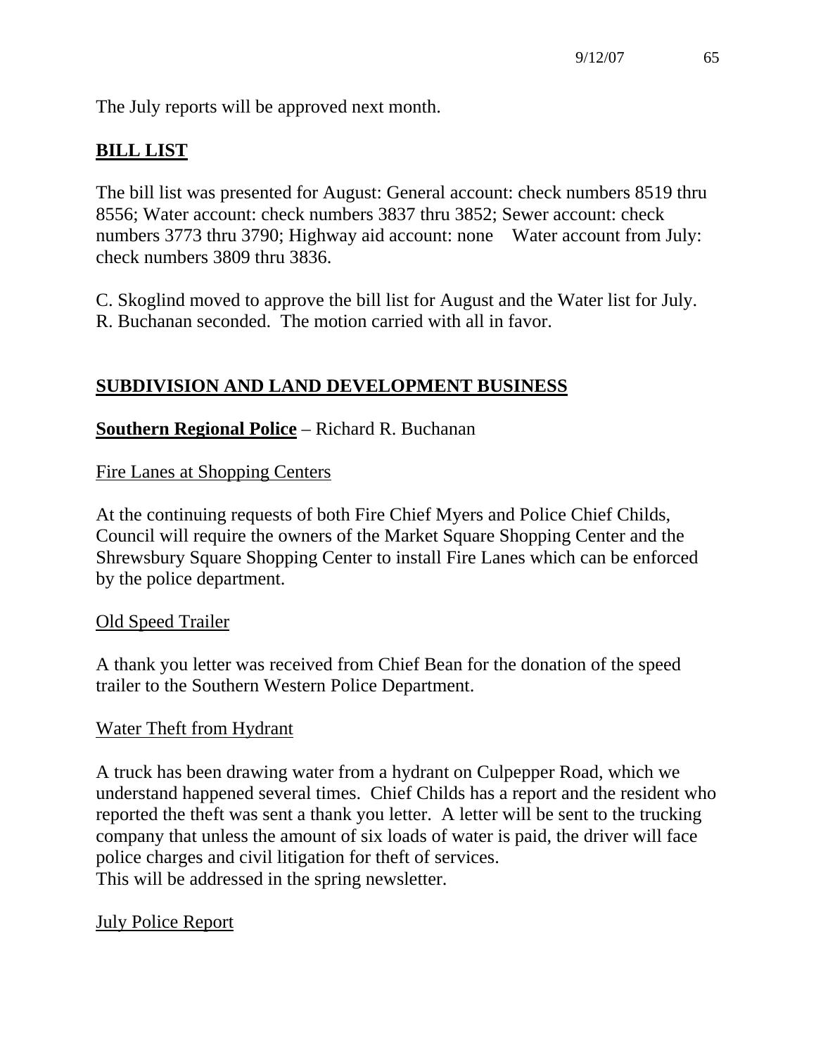The July reports will be approved next month.

## BILL LIST

The bill list was presented for August: General account: check numbers 8519 thru 8556; Water account: check numbers 3837 thru 3852; Sewer account: check numbers 3773 thru 3790; Highway aid account: none   Water account from July: check numbers 3809 thru 3836.

C. Skoglind moved to approve the bill list for August and the Water list for July. R. Buchanan seconded. The motion carried with all in favor.

## SUBDIVISION AND LAND DEVELOPMENT BUSINESS

**Southern Regional Police** – Richard R. Buchanan

Fire Lanes at Shopping Centers

At the continuing requests of both Fire Chief Myers and Police Chief Childs, Council will require the owners of the Market Square Shopping Center and the Shrewsbury Square Shopping Center to install Fire Lanes which can be enforced by the police department.

Old Speed Trailer

A thank you letter was received from Chief Bean for the donation of the speed trailer to the Southern Western Police Department.

Water Theft from Hydrant

A truck has been drawing water from a hydrant on Culpepper Road, which we understand happened several times. Chief Childs has a report and the resident who reported the theft was sent a thank you letter. A letter will be sent to the trucking company that unless the amount of six loads of water is paid, the driver will face police charges and civil litigation for theft of services.
This will be addressed in the spring newsletter.

July Police Report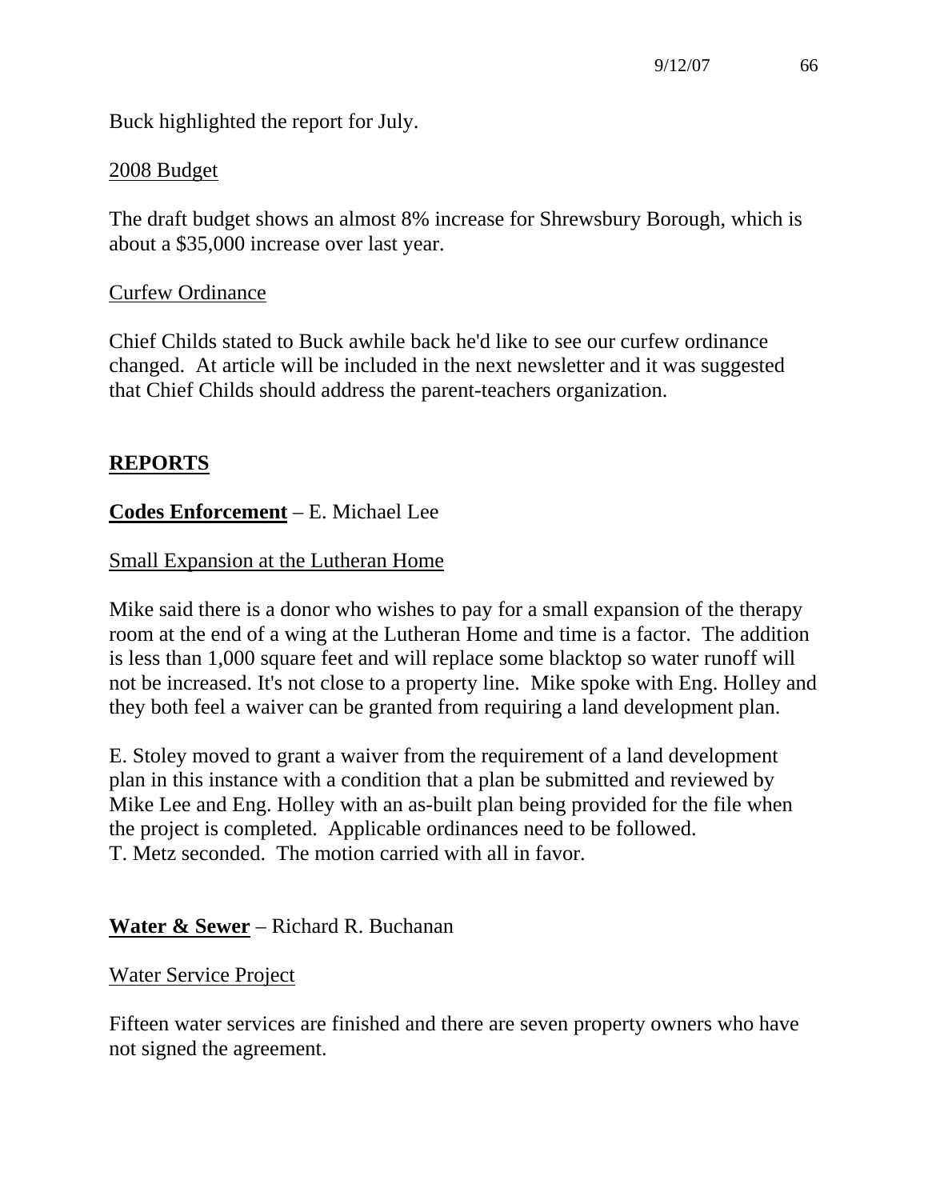Buck highlighted the report for July.

2008 Budget

The draft budget shows an almost 8% increase for Shrewsbury Borough, which is about a $35,000 increase over last year.

Curfew Ordinance

Chief Childs stated to Buck awhile back he'd like to see our curfew ordinance changed. At article will be included in the next newsletter and it was suggested that Chief Childs should address the parent-teachers organization.

## REPORTS

**Codes Enforcement** – E. Michael Lee

Small Expansion at the Lutheran Home

Mike said there is a donor who wishes to pay for a small expansion of the therapy room at the end of a wing at the Lutheran Home and time is a factor. The addition is less than 1,000 square feet and will replace some blacktop so water runoff will not be increased. It's not close to a property line. Mike spoke with Eng. Holley and they both feel a waiver can be granted from requiring a land development plan.

E. Stoley moved to grant a waiver from the requirement of a land development plan in this instance with a condition that a plan be submitted and reviewed by Mike Lee and Eng. Holley with an as-built plan being provided for the file when the project is completed. Applicable ordinances need to be followed.
T. Metz seconded. The motion carried with all in favor.

**Water & Sewer** – Richard R. Buchanan

Water Service Project

Fifteen water services are finished and there are seven property owners who have not signed the agreement.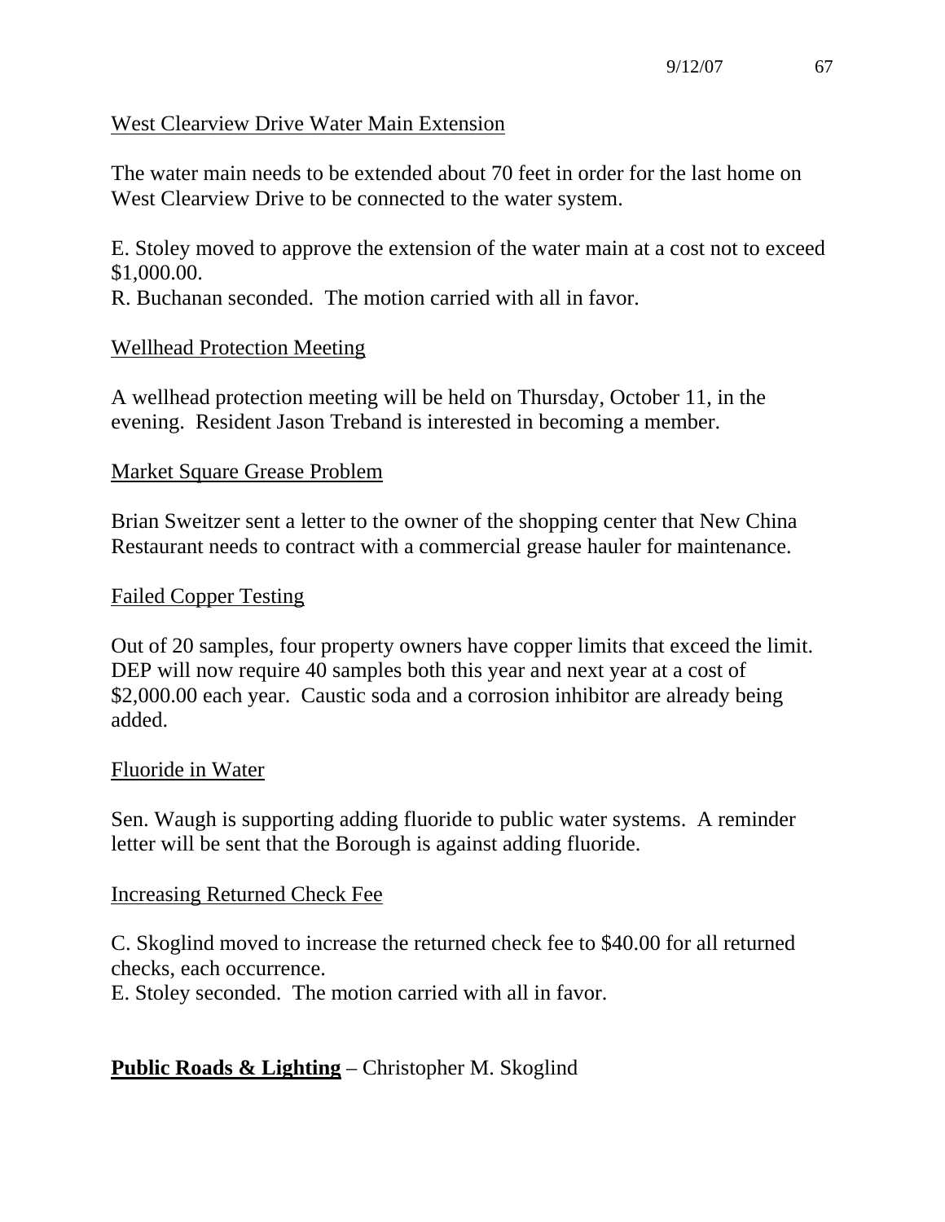West Clearview Drive Water Main Extension

The water main needs to be extended about 70 feet in order for the last home on West Clearview Drive to be connected to the water system.

E. Stoley moved to approve the extension of the water main at a cost not to exceed $1,000.00.
R. Buchanan seconded. The motion carried with all in favor.

Wellhead Protection Meeting

A wellhead protection meeting will be held on Thursday, October 11, in the evening. Resident Jason Treband is interested in becoming a member.

Market Square Grease Problem

Brian Sweitzer sent a letter to the owner of the shopping center that New China Restaurant needs to contract with a commercial grease hauler for maintenance.

Failed Copper Testing

Out of 20 samples, four property owners have copper limits that exceed the limit. DEP will now require 40 samples both this year and next year at a cost of $2,000.00 each year. Caustic soda and a corrosion inhibitor are already being added.

Fluoride in Water

Sen. Waugh is supporting adding fluoride to public water systems. A reminder letter will be sent that the Borough is against adding fluoride.

Increasing Returned Check Fee

C. Skoglind moved to increase the returned check fee to $40.00 for all returned checks, each occurrence.
E. Stoley seconded. The motion carried with all in favor.

**Public Roads & Lighting** – Christopher M. Skoglind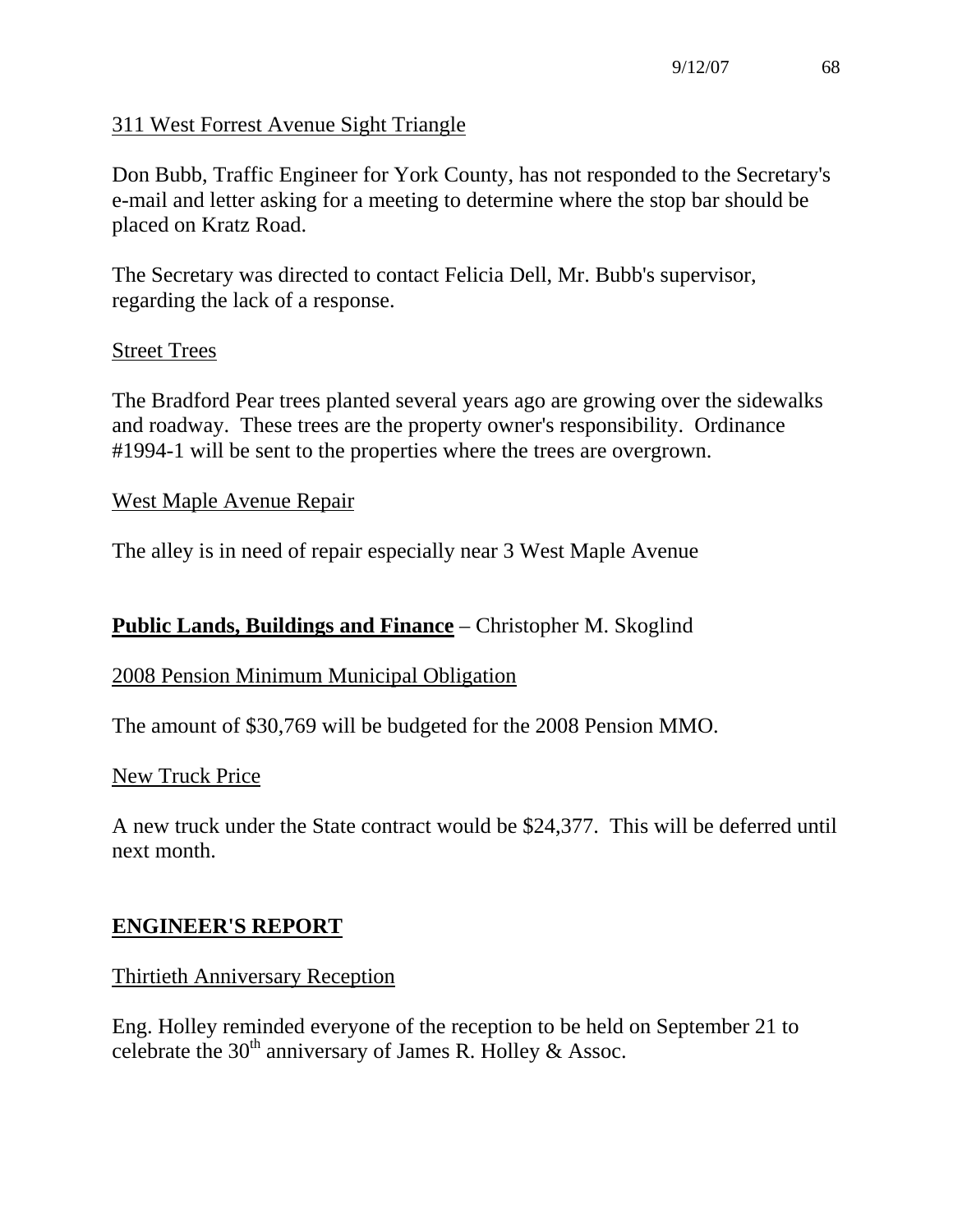<u>311 West Forrest Avenue Sight Triangle</u>

Don Bubb, Traffic Engineer for York County, has not responded to the Secretary's e-mail and letter asking for a meeting to determine where the stop bar should be placed on Kratz Road.

The Secretary was directed to contact Felicia Dell, Mr. Bubb's supervisor, regarding the lack of a response.

<u>Street Trees</u>

The Bradford Pear trees planted several years ago are growing over the sidewalks and roadway. These trees are the property owner's responsibility. Ordinance #1994-1 will be sent to the properties where the trees are overgrown.

<u>West Maple Avenue Repair</u>

The alley is in need of repair especially near 3 West Maple Avenue

**<u>Public Lands, Buildings and Finance</u>** – Christopher M. Skoglind

<u>2008 Pension Minimum Municipal Obligation</u>

The amount of $30,769 will be budgeted for the 2008 Pension MMO.

<u>New Truck Price</u>

A new truck under the State contract would be $24,377. This will be deferred until next month.

## ENGINEER'S REPORT

<u>Thirtieth Anniversary Reception</u>

Eng. Holley reminded everyone of the reception to be held on September 21 to celebrate the 30th anniversary of James R. Holley & Assoc.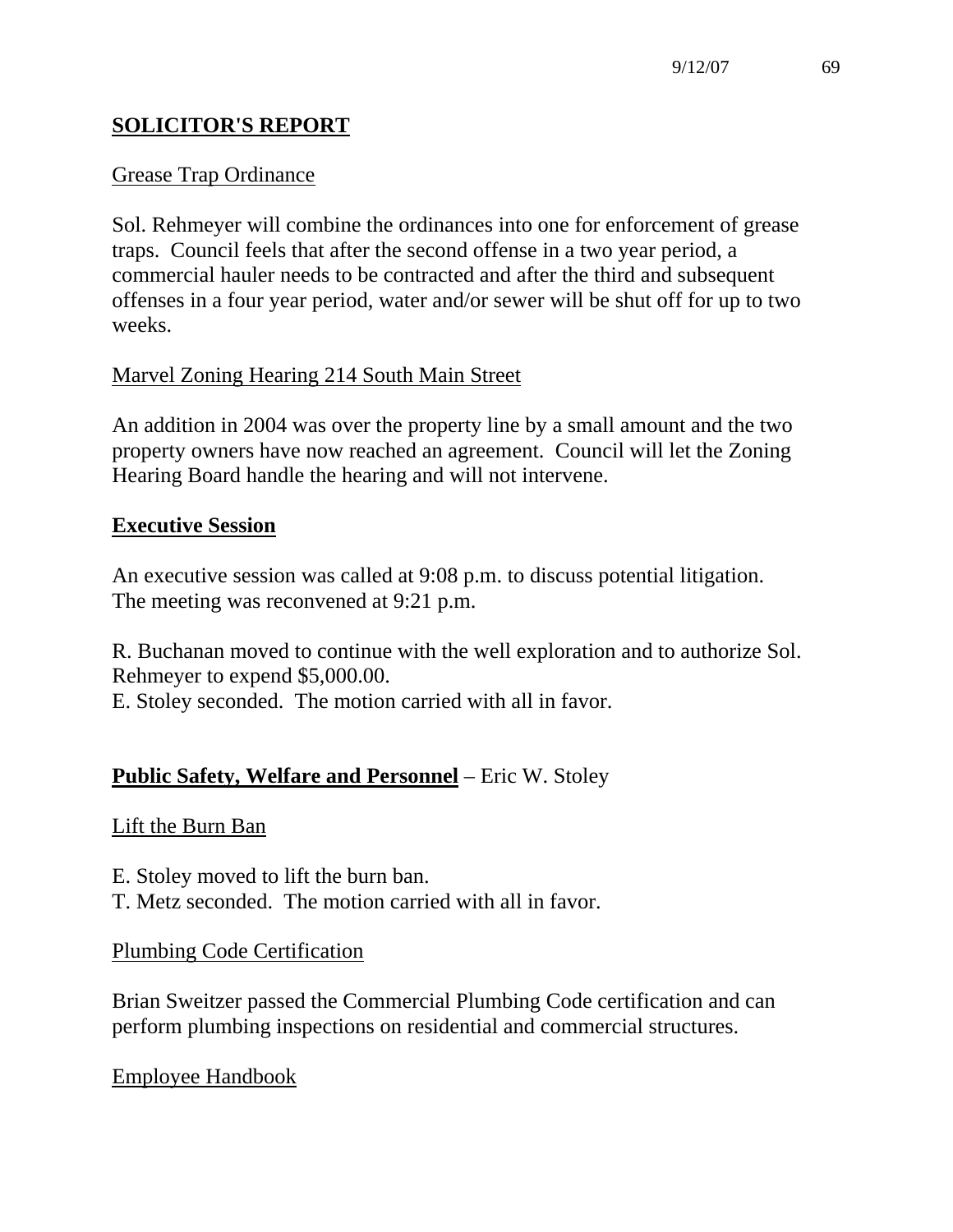## SOLICITOR'S REPORT

Grease Trap Ordinance

Sol. Rehmeyer will combine the ordinances into one for enforcement of grease traps. Council feels that after the second offense in a two year period, a commercial hauler needs to be contracted and after the third and subsequent offenses in a four year period, water and/or sewer will be shut off for up to two weeks.

Marvel Zoning Hearing 214 South Main Street

An addition in 2004 was over the property line by a small amount and the two property owners have now reached an agreement. Council will let the Zoning Hearing Board handle the hearing and will not intervene.

## Executive Session

An executive session was called at 9:08 p.m. to discuss potential litigation. The meeting was reconvened at 9:21 p.m.

R. Buchanan moved to continue with the well exploration and to authorize Sol. Rehmeyer to expend $5,000.00.
E. Stoley seconded. The motion carried with all in favor.

## Public Safety, Welfare and Personnel – Eric W. Stoley

Lift the Burn Ban

E. Stoley moved to lift the burn ban.
T. Metz seconded. The motion carried with all in favor.

Plumbing Code Certification

Brian Sweitzer passed the Commercial Plumbing Code certification and can perform plumbing inspections on residential and commercial structures.

Employee Handbook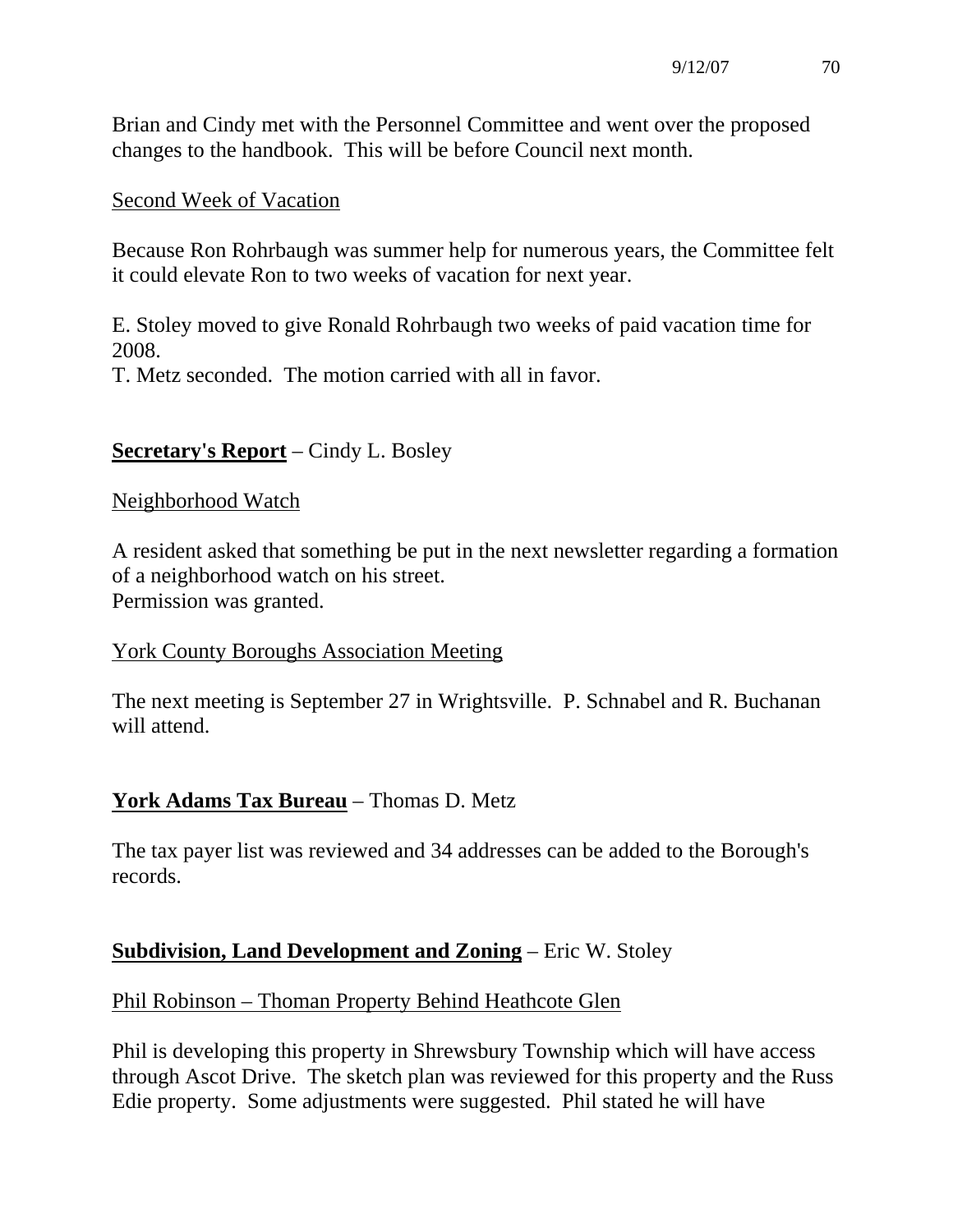Brian and Cindy met with the Personnel Committee and went over the proposed changes to the handbook. This will be before Council next month.

Second Week of Vacation

Because Ron Rohrbaugh was summer help for numerous years, the Committee felt it could elevate Ron to two weeks of vacation for next year.

E. Stoley moved to give Ronald Rohrbaugh two weeks of paid vacation time for 2008.
T. Metz seconded. The motion carried with all in favor.

**Secretary's Report** – Cindy L. Bosley

Neighborhood Watch

A resident asked that something be put in the next newsletter regarding a formation of a neighborhood watch on his street.
Permission was granted.

York County Boroughs Association Meeting

The next meeting is September 27 in Wrightsville. P. Schnabel and R. Buchanan will attend.

**York Adams Tax Bureau** – Thomas D. Metz

The tax payer list was reviewed and 34 addresses can be added to the Borough's records.

**Subdivision, Land Development and Zoning** – Eric W. Stoley

Phil Robinson – Thoman Property Behind Heathcote Glen

Phil is developing this property in Shrewsbury Township which will have access through Ascot Drive. The sketch plan was reviewed for this property and the Russ Edie property. Some adjustments were suggested. Phil stated he will have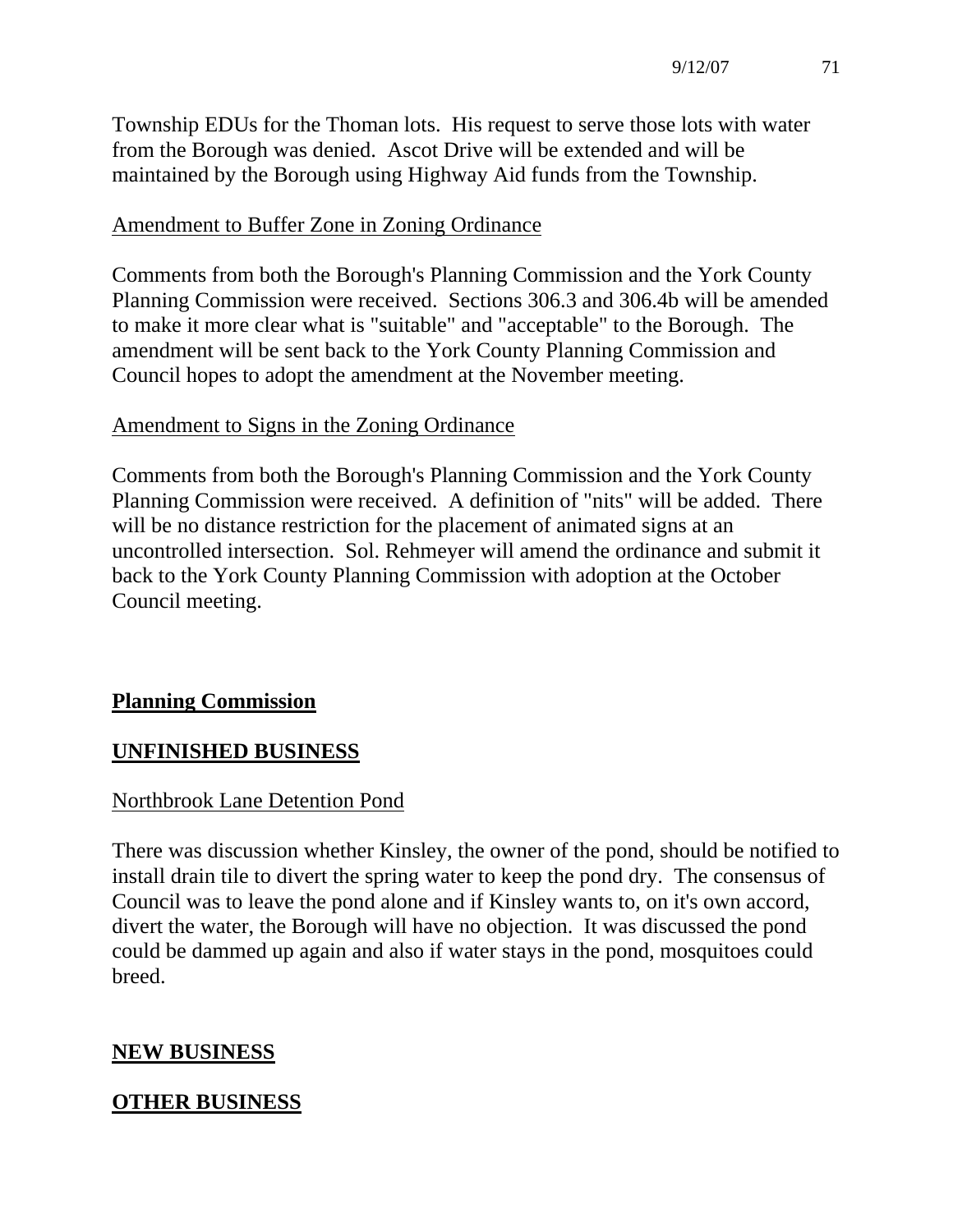Township EDUs for the Thoman lots. His request to serve those lots with water from the Borough was denied. Ascot Drive will be extended and will be maintained by the Borough using Highway Aid funds from the Township.

Amendment to Buffer Zone in Zoning Ordinance

Comments from both the Borough's Planning Commission and the York County Planning Commission were received. Sections 306.3 and 306.4b will be amended to make it more clear what is "suitable" and "acceptable" to the Borough. The amendment will be sent back to the York County Planning Commission and Council hopes to adopt the amendment at the November meeting.

Amendment to Signs in the Zoning Ordinance

Comments from both the Borough's Planning Commission and the York County Planning Commission were received. A definition of "nits" will be added. There will be no distance restriction for the placement of animated signs at an uncontrolled intersection. Sol. Rehmeyer will amend the ordinance and submit it back to the York County Planning Commission with adoption at the October Council meeting.

**Planning Commission**

**UNFINISHED BUSINESS**

Northbrook Lane Detention Pond

There was discussion whether Kinsley, the owner of the pond, should be notified to install drain tile to divert the spring water to keep the pond dry. The consensus of Council was to leave the pond alone and if Kinsley wants to, on it's own accord, divert the water, the Borough will have no objection. It was discussed the pond could be dammed up again and also if water stays in the pond, mosquitoes could breed.

**NEW BUSINESS**

**OTHER BUSINESS**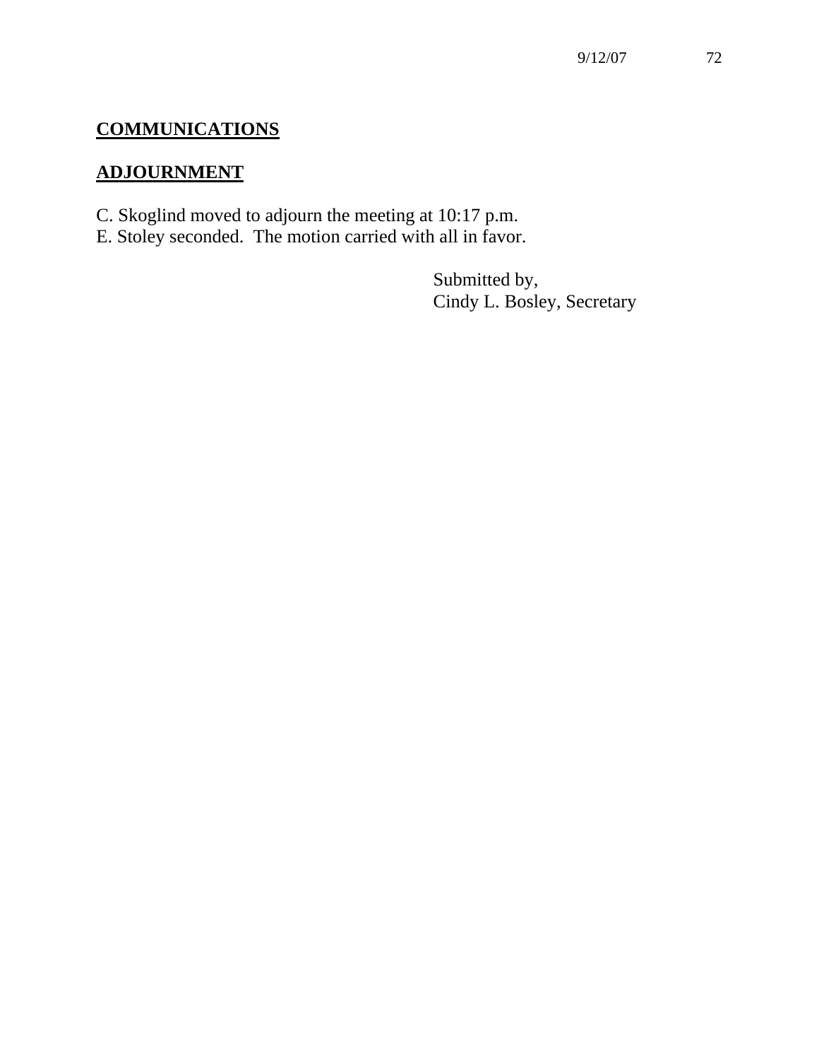**COMMUNICATIONS**

**ADJOURNMENT**

C. Skoglind moved to adjourn the meeting at 10:17 p.m.
E. Stoley seconded. The motion carried with all in favor.

Submitted by,
Cindy L. Bosley, Secretary